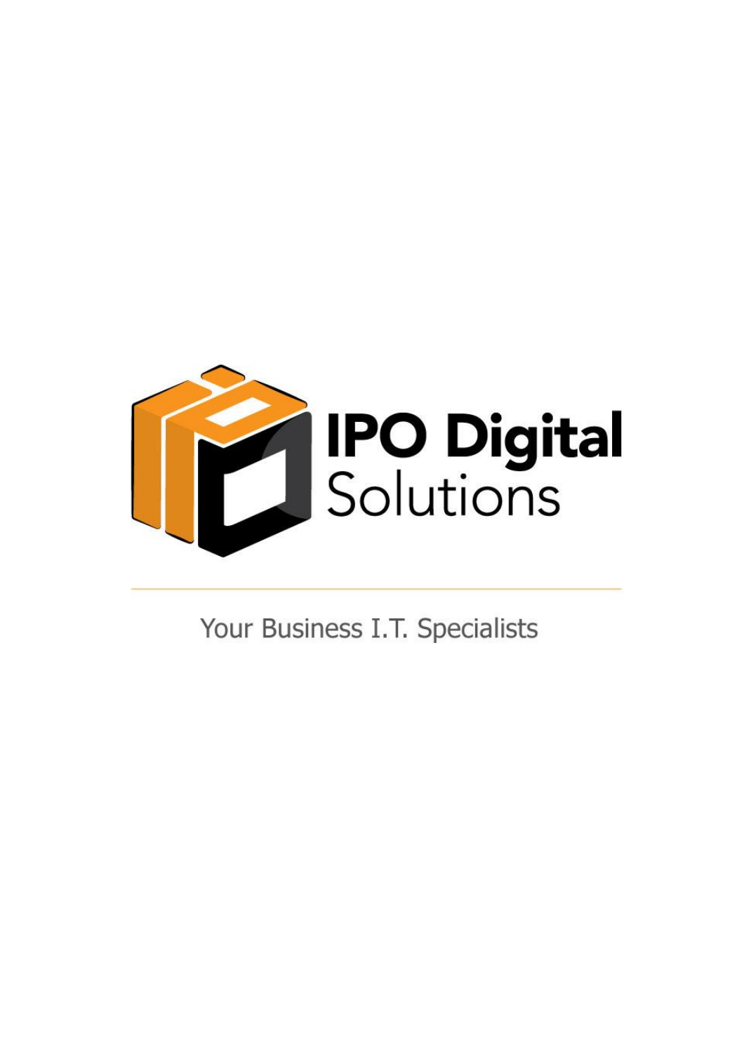# IPO Digital Solutions

---

Your Business I.T. Specialists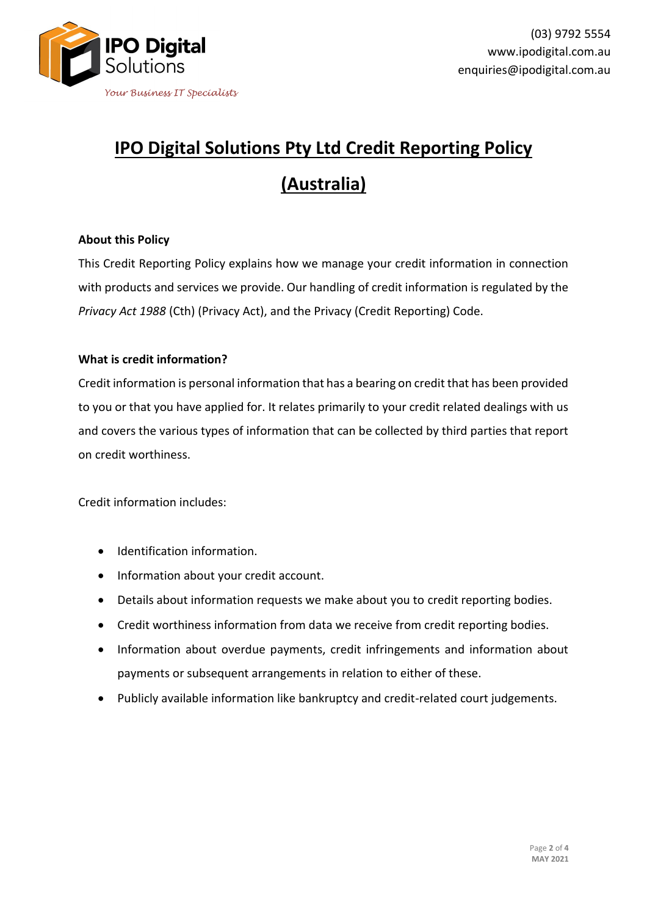# IPO Digital Solutions Pty Ltd Credit Reporting Policy (Australia)

**About this Policy**

This Credit Reporting Policy explains how we manage your credit information in connection with products and services we provide. Our handling of credit information is regulated by the *Privacy Act 1988* (Cth) (Privacy Act), and the Privacy (Credit Reporting) Code.

**What is credit information?**

Credit information is personal information that has a bearing on credit that has been provided to you or that you have applied for. It relates primarily to your credit related dealings with us and covers the various types of information that can be collected by third parties that report on credit worthiness.

Credit information includes:

- Identification information.
- Information about your credit account.
- Details about information requests we make about you to credit reporting bodies.
- Credit worthiness information from data we receive from credit reporting bodies.
- Information about overdue payments, credit infringements and information about payments or subsequent arrangements in relation to either of these.
- Publicly available information like bankruptcy and credit-related court judgements.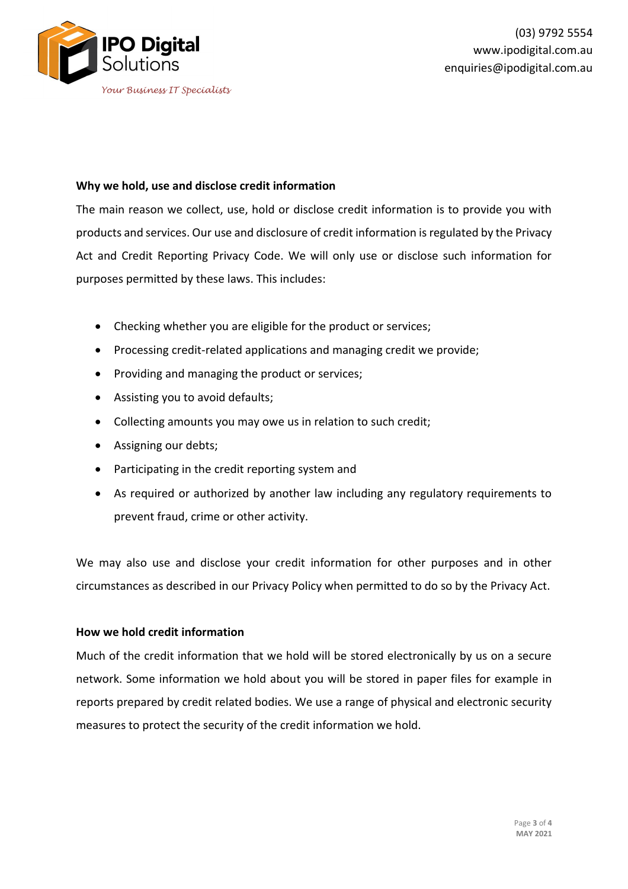**Why we hold, use and disclose credit information**

The main reason we collect, use, hold or disclose credit information is to provide you with products and services. Our use and disclosure of credit information is regulated by the Privacy Act and Credit Reporting Privacy Code. We will only use or disclose such information for purposes permitted by these laws. This includes:

- Checking whether you are eligible for the product or services;
- Processing credit-related applications and managing credit we provide;
- Providing and managing the product or services;
- Assisting you to avoid defaults;
- Collecting amounts you may owe us in relation to such credit;
- Assigning our debts;
- Participating in the credit reporting system and
- As required or authorized by another law including any regulatory requirements to prevent fraud, crime or other activity.

We may also use and disclose your credit information for other purposes and in other circumstances as described in our Privacy Policy when permitted to do so by the Privacy Act.

**How we hold credit information**

Much of the credit information that we hold will be stored electronically by us on a secure network. Some information we hold about you will be stored in paper files for example in reports prepared by credit related bodies. We use a range of physical and electronic security measures to protect the security of the credit information we hold.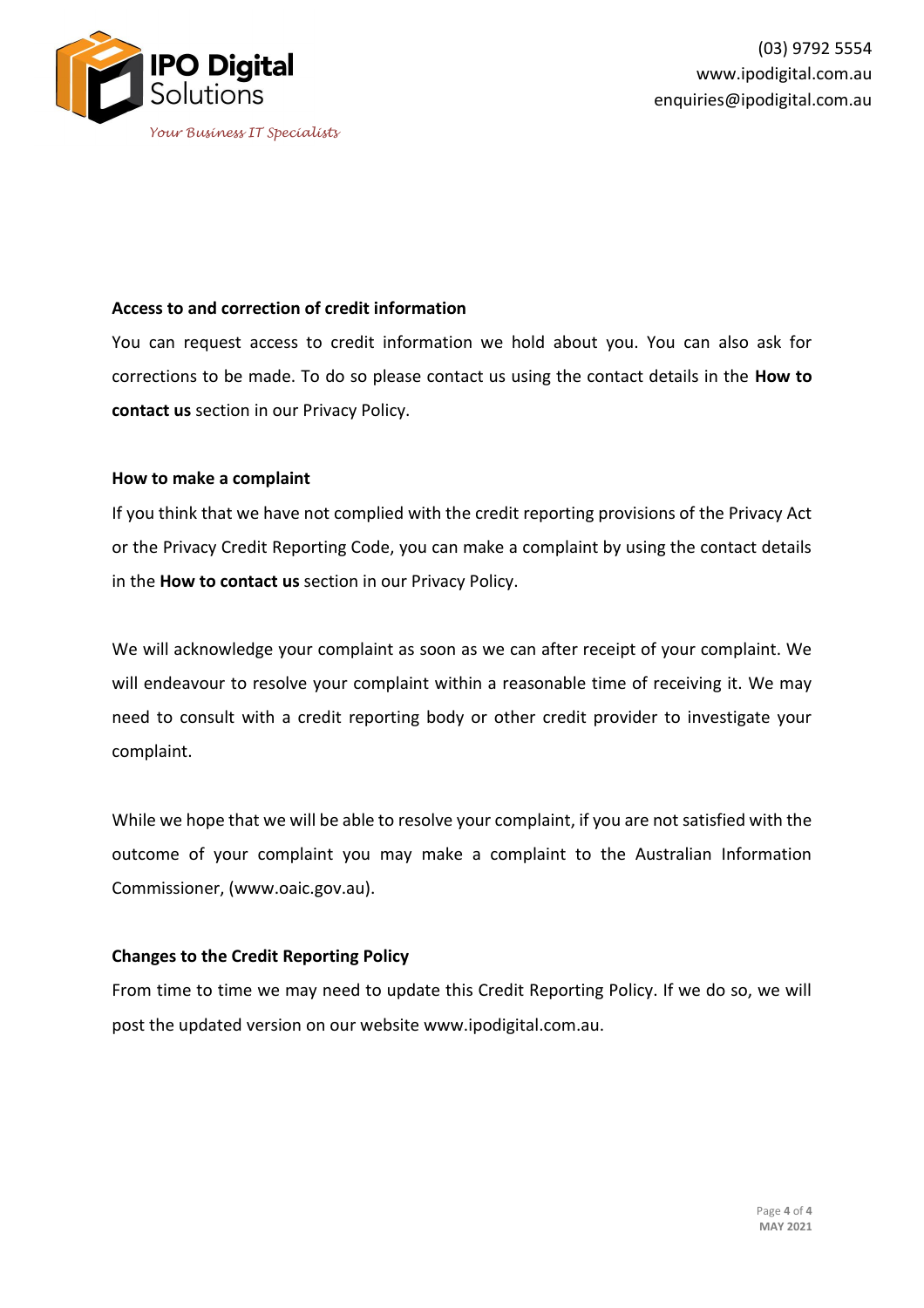**Access to and correction of credit information**

You can request access to credit information we hold about you. You can also ask for corrections to be made. To do so please contact us using the contact details in the **How to contact us** section in our Privacy Policy.

**How to make a complaint**

If you think that we have not complied with the credit reporting provisions of the Privacy Act or the Privacy Credit Reporting Code, you can make a complaint by using the contact details in the **How to contact us** section in our Privacy Policy.

We will acknowledge your complaint as soon as we can after receipt of your complaint. We will endeavour to resolve your complaint within a reasonable time of receiving it. We may need to consult with a credit reporting body or other credit provider to investigate your complaint.

While we hope that we will be able to resolve your complaint, if you are not satisfied with the outcome of your complaint you may make a complaint to the Australian Information Commissioner, (www.oaic.gov.au).

**Changes to the Credit Reporting Policy**

From time to time we may need to update this Credit Reporting Policy. If we do so, we will post the updated version on our website www.ipodigital.com.au.